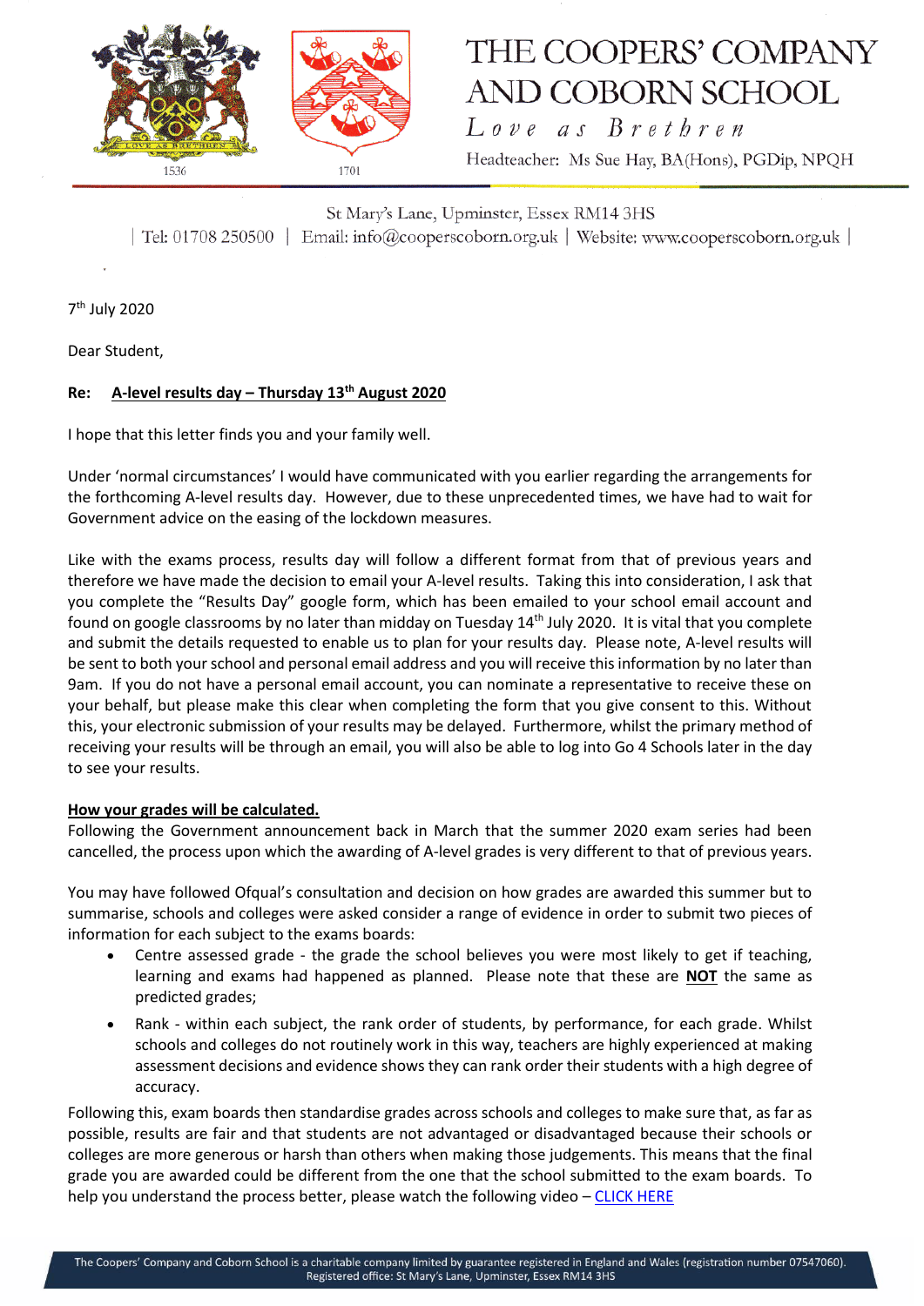# THE COOPERS' COMPANY AND COBORN SCHOOL

*Love as Brethren*

Headteacher: Ms Sue Hay, BA(Hons), PGDip, NPQH

1536 1701

St Mary's Lane, Upminster, Essex RM14 3HS

| Tel: 01708 250500 | Email: info@cooperscoborn.org.uk | Website: www.cooperscoborn.org.uk |

7th July 2020

Dear Student,

**Re: A-level results day – Thursday 13th August 2020**

I hope that this letter finds you and your family well.

Under 'normal circumstances' I would have communicated with you earlier regarding the arrangements for the forthcoming A-level results day. However, due to these unprecedented times, we have had to wait for Government advice on the easing of the lockdown measures.

Like with the exams process, results day will follow a different format from that of previous years and therefore we have made the decision to email your A-level results. Taking this into consideration, I ask that you complete the "Results Day" google form, which has been emailed to your school email account and found on google classrooms by no later than midday on Tuesday 14th July 2020. It is vital that you complete and submit the details requested to enable us to plan for your results day. Please note, A-level results will be sent to both your school and personal email address and you will receive this information by no later than 9am. If you do not have a personal email account, you can nominate a representative to receive these on your behalf, but please make this clear when completing the form that you give consent to this. Without this, your electronic submission of your results may be delayed. Furthermore, whilst the primary method of receiving your results will be through an email, you will also be able to log into Go 4 Schools later in the day to see your results.

**How your grades will be calculated.**

Following the Government announcement back in March that the summer 2020 exam series had been cancelled, the process upon which the awarding of A-level grades is very different to that of previous years.

You may have followed Ofqual's consultation and decision on how grades are awarded this summer but to summarise, schools and colleges were asked consider a range of evidence in order to submit two pieces of information for each subject to the exams boards:

- Centre assessed grade - the grade the school believes you were most likely to get if teaching, learning and exams had happened as planned. Please note that these are **NOT** the same as predicted grades;
- Rank - within each subject, the rank order of students, by performance, for each grade. Whilst schools and colleges do not routinely work in this way, teachers are highly experienced at making assessment decisions and evidence shows they can rank order their students with a high degree of accuracy.

Following this, exam boards then standardise grades across schools and colleges to make sure that, as far as possible, results are fair and that students are not advantaged or disadvantaged because their schools or colleges are more generous or harsh than others when making those judgements. This means that the final grade you are awarded could be different from the one that the school submitted to the exam boards. To help you understand the process better, please watch the following video – CLICK HERE

The Coopers' Company and Coborn School is a charitable company limited by guarantee registered in England and Wales (registration number 07547060). Registered office: St Mary's Lane, Upminster, Essex RM14 3HS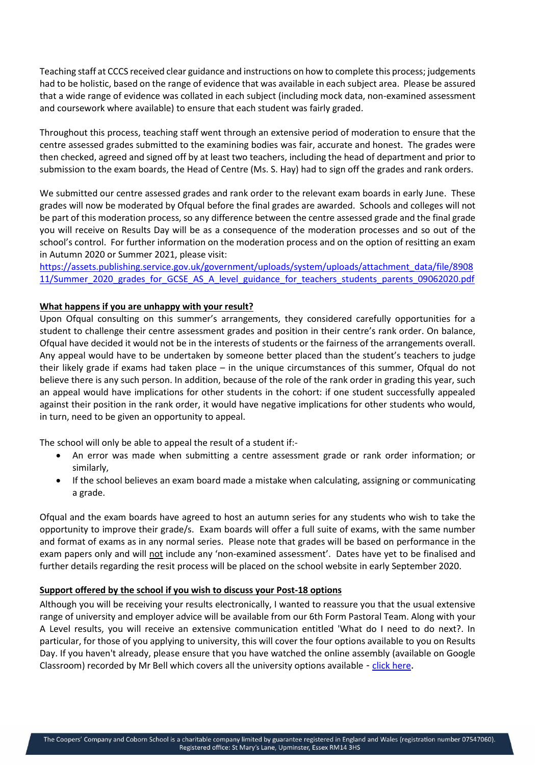Teaching staff at CCCS received clear guidance and instructions on how to complete this process; judgements had to be holistic, based on the range of evidence that was available in each subject area. Please be assured that a wide range of evidence was collated in each subject (including mock data, non-examined assessment and coursework where available) to ensure that each student was fairly graded.

Throughout this process, teaching staff went through an extensive period of moderation to ensure that the centre assessed grades submitted to the examining bodies was fair, accurate and honest. The grades were then checked, agreed and signed off by at least two teachers, including the head of department and prior to submission to the exam boards, the Head of Centre (Ms. S. Hay) had to sign off the grades and rank orders.

We submitted our centre assessed grades and rank order to the relevant exam boards in early June. These grades will now be moderated by Ofqual before the final grades are awarded. Schools and colleges will not be part of this moderation process, so any difference between the centre assessed grade and the final grade you will receive on Results Day will be as a consequence of the moderation processes and so out of the school's control. For further information on the moderation process and on the option of resitting an exam in Autumn 2020 or Summer 2021, please visit:
https://assets.publishing.service.gov.uk/government/uploads/system/uploads/attachment_data/file/890811/Summer_2020_grades_for_GCSE_AS_A_level_guidance_for_teachers_students_parents_09062020.pdf

**What happens if you are unhappy with your result?**

Upon Ofqual consulting on this summer's arrangements, they considered carefully opportunities for a student to challenge their centre assessment grades and position in their centre's rank order. On balance, Ofqual have decided it would not be in the interests of students or the fairness of the arrangements overall. Any appeal would have to be undertaken by someone better placed than the student's teachers to judge their likely grade if exams had taken place – in the unique circumstances of this summer, Ofqual do not believe there is any such person. In addition, because of the role of the rank order in grading this year, such an appeal would have implications for other students in the cohort: if one student successfully appealed against their position in the rank order, it would have negative implications for other students who would, in turn, need to be given an opportunity to appeal.

The school will only be able to appeal the result of a student if:-

- An error was made when submitting a centre assessment grade or rank order information; or similarly,
- If the school believes an exam board made a mistake when calculating, assigning or communicating a grade.

Ofqual and the exam boards have agreed to host an autumn series for any students who wish to take the opportunity to improve their grade/s. Exam boards will offer a full suite of exams, with the same number and format of exams as in any normal series. Please note that grades will be based on performance in the exam papers only and will not include any 'non-examined assessment'. Dates have yet to be finalised and further details regarding the resit process will be placed on the school website in early September 2020.

**Support offered by the school if you wish to discuss your Post-18 options**

Although you will be receiving your results electronically, I wanted to reassure you that the usual extensive range of university and employer advice will be available from our 6th Form Pastoral Team. Along with your A Level results, you will receive an extensive communication entitled 'What do I need to do next?. In particular, for those of you applying to university, this will cover the four options available to you on Results Day. If you haven't already, please ensure that you have watched the online assembly (available on Google Classroom) recorded by Mr Bell which covers all the university options available - click here.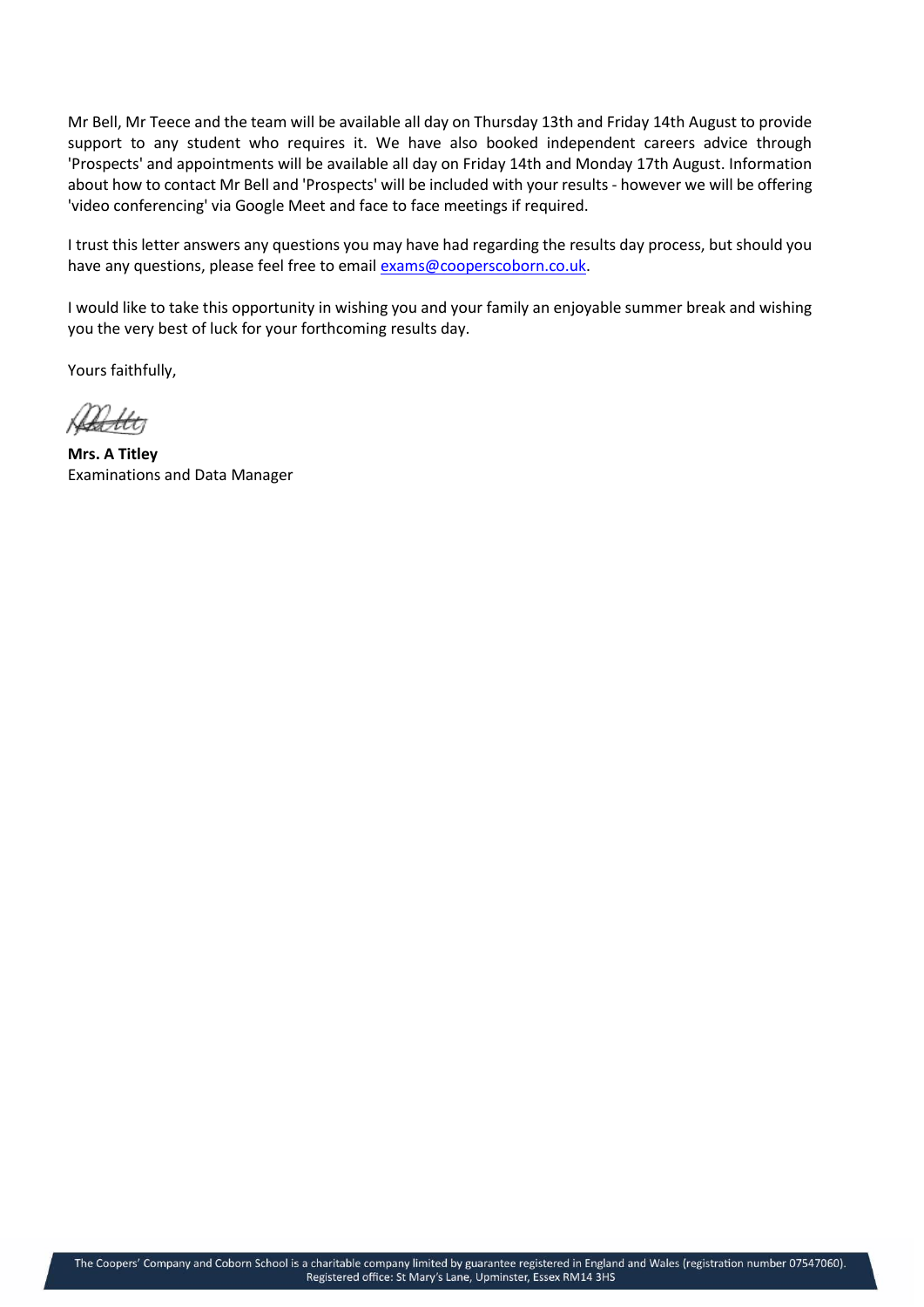Mr Bell, Mr Teece and the team will be available all day on Thursday 13th and Friday 14th August to provide support to any student who requires it. We have also booked independent careers advice through 'Prospects' and appointments will be available all day on Friday 14th and Monday 17th August. Information about how to contact Mr Bell and 'Prospects' will be included with your results - however we will be offering 'video conferencing' via Google Meet and face to face meetings if required.

I trust this letter answers any questions you may have had regarding the results day process, but should you have any questions, please feel free to email [exams@cooperscoborn.co.uk](mailto:exams@cooperscoborn.co.uk).

I would like to take this opportunity in wishing you and your family an enjoyable summer break and wishing you the very best of luck for your forthcoming results day.

Yours faithfully,

**Mrs. A Titley**
Examinations and Data Manager

The Coopers' Company and Coborn School is a charitable company limited by guarantee registered in England and Wales (registration number 07547060).
Registered office: St Mary's Lane, Upminster, Essex RM14 3HS